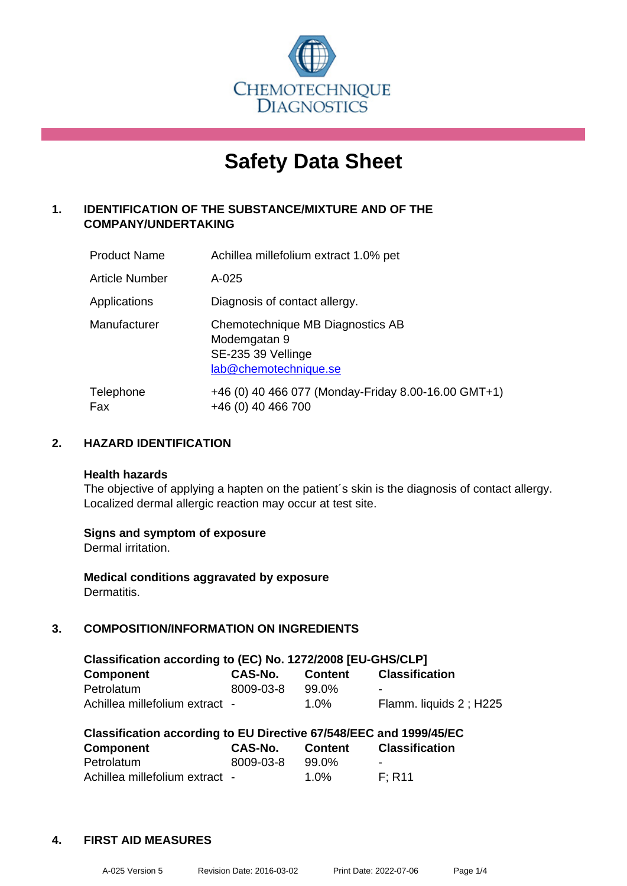CHEMOTECHNIQUE DIAGNOSTICS

# Safety Data Sheet

## 1. IDENTIFICATION OF THE SUBSTANCE/MIXTURE AND OF THE COMPANY/UNDERTAKING

| | |
|---|---|
| Product Name | Achillea millefolium extract 1.0% pet |
| Article Number | A-025 |
| Applications | Diagnosis of contact allergy. |
| Manufacturer | Chemotechnique MB Diagnostics AB<br>Modemgatan 9<br>SE-235 39 Vellinge<br>lab@chemotechnique.se |
| Telephone<br>Fax | +46 (0) 40 466 077 (Monday-Friday 8.00-16.00 GMT+1)<br>+46 (0) 40 466 700 |

## 2. HAZARD IDENTIFICATION

**Health hazards**

The objective of applying a hapten on the patient´s skin is the diagnosis of contact allergy. Localized dermal allergic reaction may occur at test site.

**Signs and symptom of exposure**

Dermal irritation.

**Medical conditions aggravated by exposure**

Dermatitis.

## 3. COMPOSITION/INFORMATION ON INGREDIENTS

**Classification according to (EC) No. 1272/2008 [EU-GHS/CLP]**

| Component | CAS-No. | Content | Classification |
|---|---|---|---|
| Petrolatum | 8009-03-8 | 99.0% | - |
| Achillea millefolium extract | - | 1.0% | Flamm. liquids 2 ; H225 |

**Classification according to EU Directive 67/548/EEC and 1999/45/EC**

| Component | CAS-No. | Content | Classification |
|---|---|---|---|
| Petrolatum | 8009-03-8 | 99.0% | - |
| Achillea millefolium extract | - | 1.0% | F; R11 |

## 4. FIRST AID MEASURES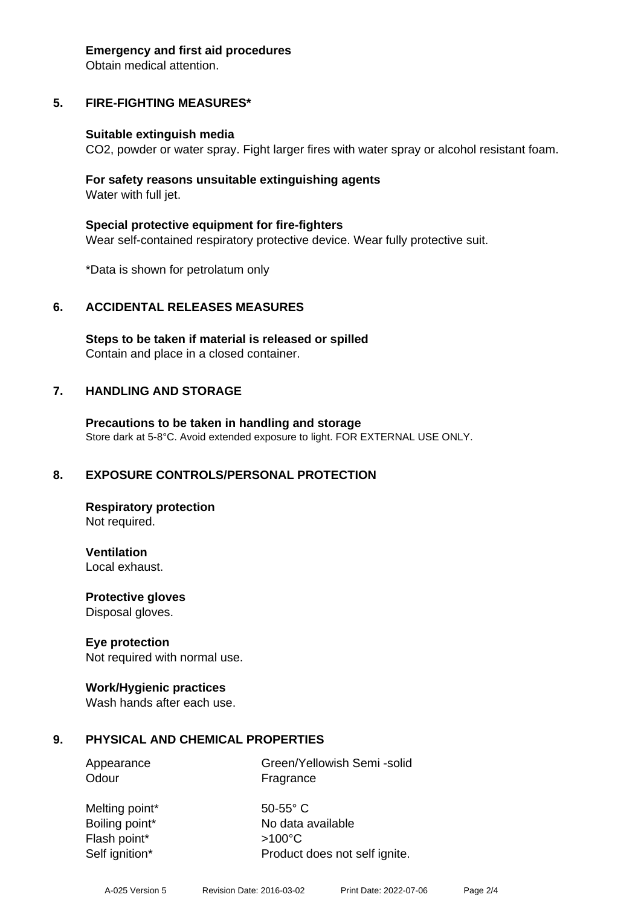**Emergency and first aid procedures**
Obtain medical attention.

## 5. FIRE-FIGHTING MEASURES*

**Suitable extinguish media**
$CO_2$, powder or water spray. Fight larger fires with water spray or alcohol resistant foam.

**For safety reasons unsuitable extinguishing agents**
Water with full jet.

**Special protective equipment for fire-fighters**
Wear self-contained respiratory protective device. Wear fully protective suit.

*Data is shown for petrolatum only

## 6. ACCIDENTAL RELEASES MEASURES

**Steps to be taken if material is released or spilled**
Contain and place in a closed container.

## 7. HANDLING AND STORAGE

**Precautions to be taken in handling and storage**
Store dark at 5-8°C. Avoid extended exposure to light. FOR EXTERNAL USE ONLY.

## 8. EXPOSURE CONTROLS/PERSONAL PROTECTION

**Respiratory protection**
Not required.

**Ventilation**
Local exhaust.

**Protective gloves**
Disposal gloves.

**Eye protection**
Not required with normal use.

**Work/Hygienic practices**
Wash hands after each use.

## 9. PHYSICAL AND CHEMICAL PROPERTIES

| | |
|---|---|
| Appearance | Green/Yellowish Semi -solid |
| Odour | Fragrance |
| Melting point* | 50-55° C |
| Boiling point* | No data available |
| Flash point* | >100°C |
| Self ignition* | Product does not self ignite. |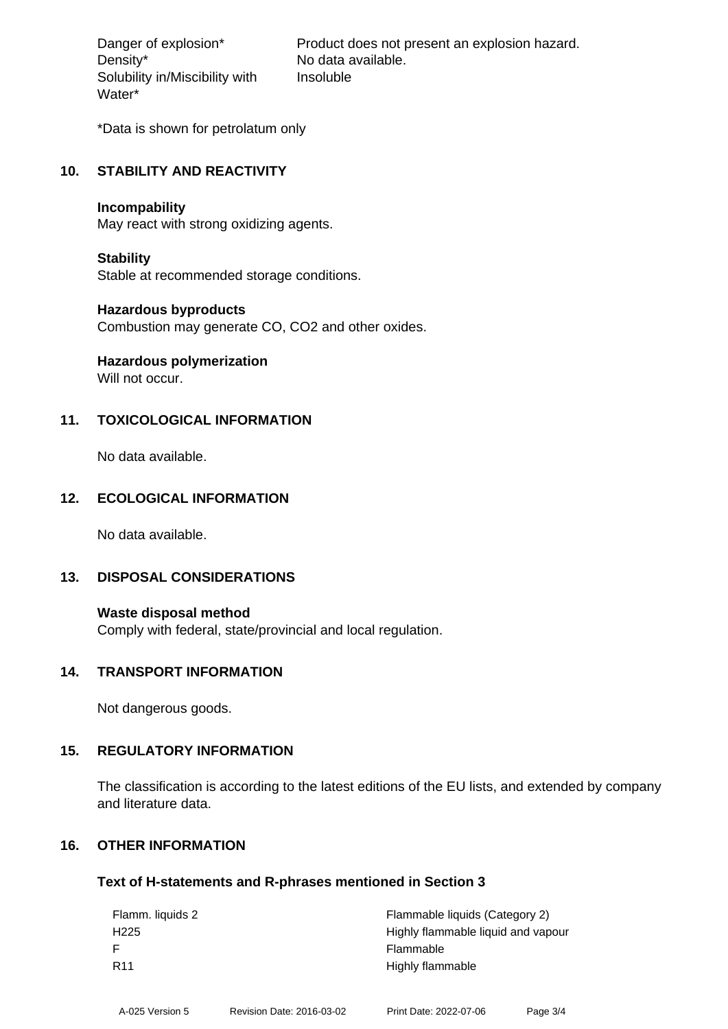| | |
|---|---|
| Danger of explosion* | Product does not present an explosion hazard. |
| Density* | No data available. |
| Solubility in/Miscibility with Water* | Insoluble |

*Data is shown for petrolatum only

## 10. STABILITY AND REACTIVITY

**Incompability**
May react with strong oxidizing agents.

**Stability**
Stable at recommended storage conditions.

**Hazardous byproducts**
Combustion may generate CO, $CO_2$ and other oxides.

**Hazardous polymerization**
Will not occur.

## 11. TOXICOLOGICAL INFORMATION

No data available.

## 12. ECOLOGICAL INFORMATION

No data available.

## 13. DISPOSAL CONSIDERATIONS

**Waste disposal method**
Comply with federal, state/provincial and local regulation.

## 14. TRANSPORT INFORMATION

Not dangerous goods.

## 15. REGULATORY INFORMATION

The classification is according to the latest editions of the EU lists, and extended by company and literature data.

## 16. OTHER INFORMATION

### Text of H-statements and R-phrases mentioned in Section 3

| | |
|---|---|
| Flamm. liquids 2 | Flammable liquids (Category 2) |
| H225 | Highly flammable liquid and vapour |
| F | Flammable |
| R11 | Highly flammable |

A-025 Version 5 Revision Date: 2016-03-02 Print Date: 2022-07-06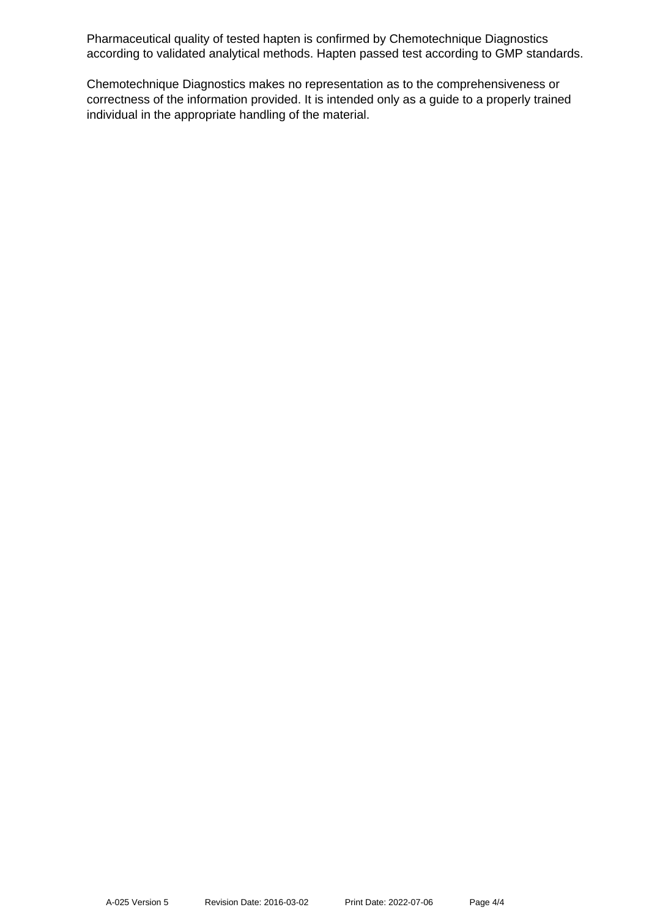Pharmaceutical quality of tested hapten is confirmed by Chemotechnique Diagnostics according to validated analytical methods. Hapten passed test according to GMP standards.

Chemotechnique Diagnostics makes no representation as to the comprehensiveness or correctness of the information provided. It is intended only as a guide to a properly trained individual in the appropriate handling of the material.